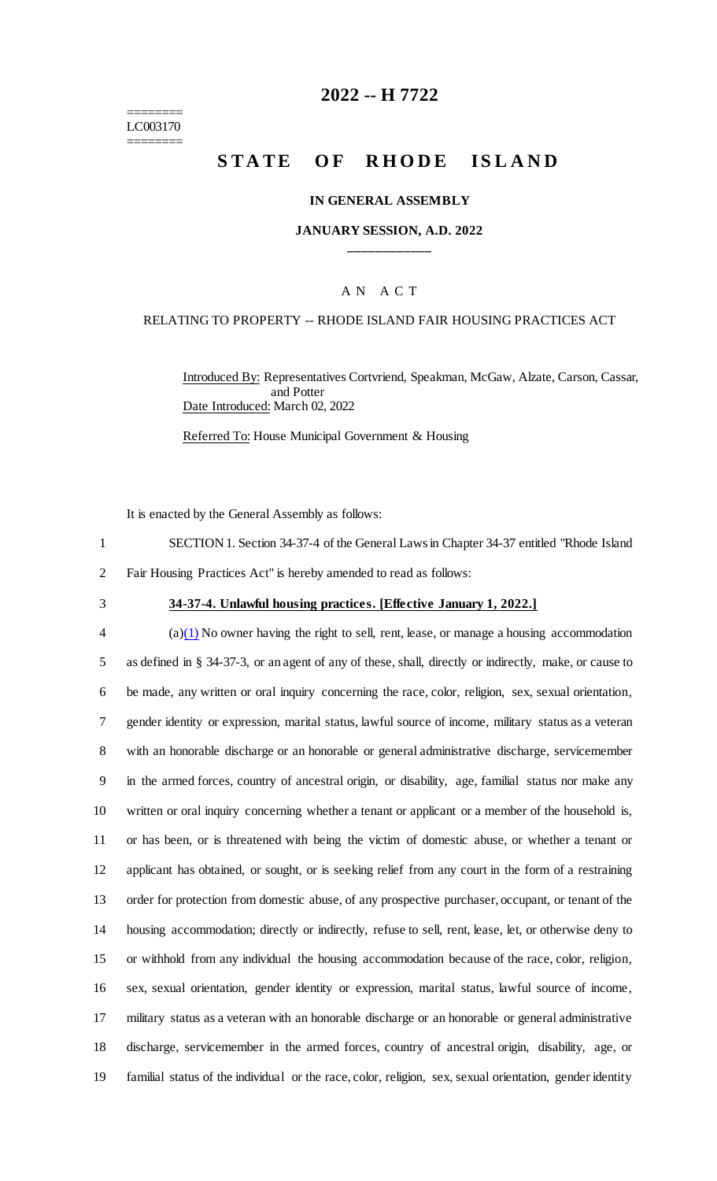========
LC003170
========

# 2022 -- H 7722

## STATE OF RHODE ISLAND

### IN GENERAL ASSEMBLY

### JANUARY SESSION, A.D. 2022

A N A C T

RELATING TO PROPERTY -- RHODE ISLAND FAIR HOUSING PRACTICES ACT

Introduced By: Representatives Cortvriend, Speakman, McGaw, Alzate, Carson, Cassar, and Potter
Date Introduced: March 02, 2022

Referred To: House Municipal Government & Housing

It is enacted by the General Assembly as follows:

1 SECTION 1. Section 34-37-4 of the General Laws in Chapter 34-37 entitled "Rhode Island
2 Fair Housing Practices Act" is hereby amended to read as follows:

3 **34-37-4. Unlawful housing practices. [Effective January 1, 2022.]**

4 (a)(1) No owner having the right to sell, rent, lease, or manage a housing accommodation
5 as defined in § 34-37-3, or an agent of any of these, shall, directly or indirectly, make, or cause to
6 be made, any written or oral inquiry concerning the race, color, religion, sex, sexual orientation,
7 gender identity or expression, marital status, lawful source of income, military status as a veteran
8 with an honorable discharge or an honorable or general administrative discharge, servicemember
9 in the armed forces, country of ancestral origin, or disability, age, familial status nor make any
10 written or oral inquiry concerning whether a tenant or applicant or a member of the household is,
11 or has been, or is threatened with being the victim of domestic abuse, or whether a tenant or
12 applicant has obtained, or sought, or is seeking relief from any court in the form of a restraining
13 order for protection from domestic abuse, of any prospective purchaser, occupant, or tenant of the
14 housing accommodation; directly or indirectly, refuse to sell, rent, lease, let, or otherwise deny to
15 or withhold from any individual the housing accommodation because of the race, color, religion,
16 sex, sexual orientation, gender identity or expression, marital status, lawful source of income,
17 military status as a veteran with an honorable discharge or an honorable or general administrative
18 discharge, servicemember in the armed forces, country of ancestral origin, disability, age, or
19 familial status of the individual or the race, color, religion, sex, sexual orientation, gender identity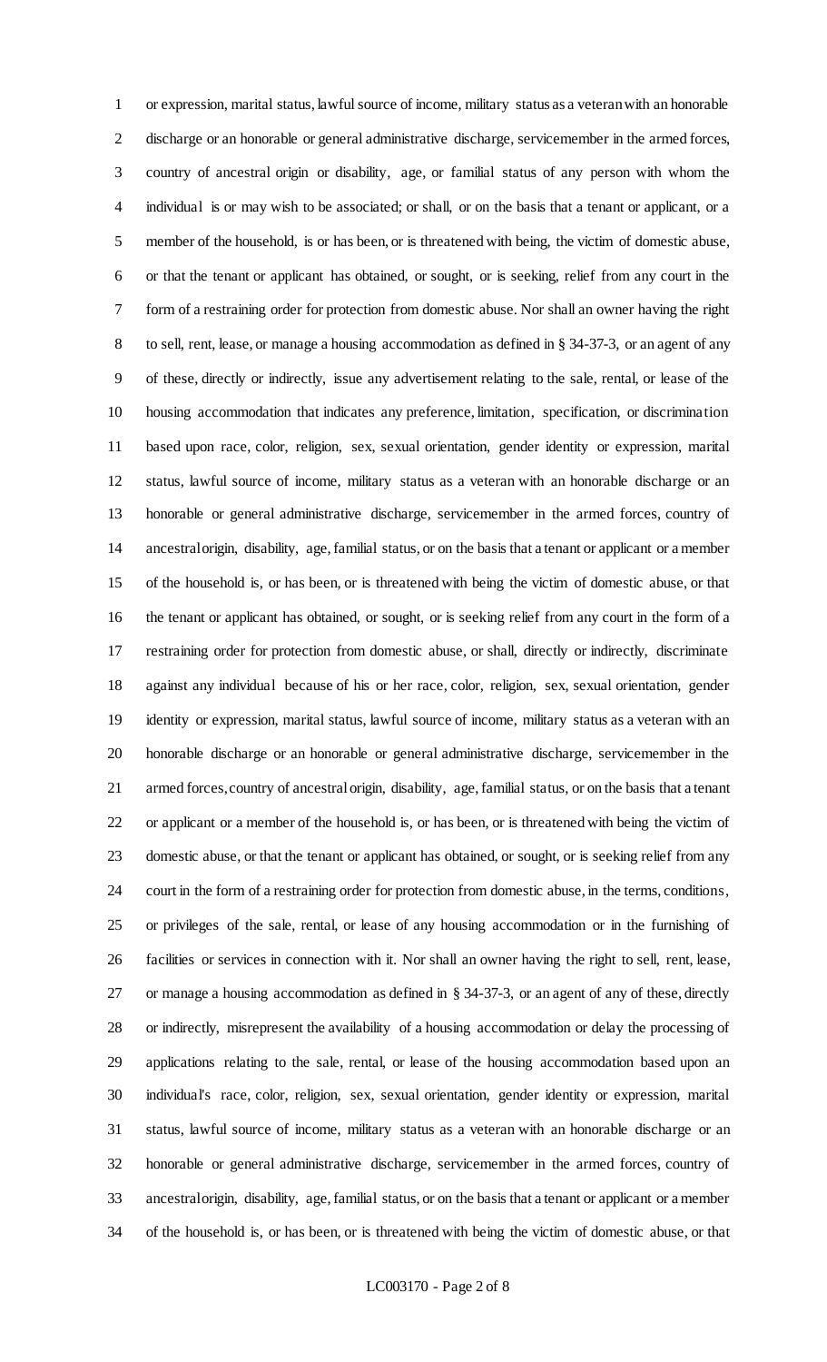or expression, marital status, lawful source of income, military status as a veteran with an honorable discharge or an honorable or general administrative discharge, servicemember in the armed forces, country of ancestral origin or disability, age, or familial status of any person with whom the individual is or may wish to be associated; or shall, or on the basis that a tenant or applicant, or a member of the household, is or has been, or is threatened with being, the victim of domestic abuse, or that the tenant or applicant has obtained, or sought, or is seeking, relief from any court in the form of a restraining order for protection from domestic abuse. Nor shall an owner having the right to sell, rent, lease, or manage a housing accommodation as defined in § 34-37-3, or an agent of any of these, directly or indirectly, issue any advertisement relating to the sale, rental, or lease of the housing accommodation that indicates any preference, limitation, specification, or discrimination based upon race, color, religion, sex, sexual orientation, gender identity or expression, marital status, lawful source of income, military status as a veteran with an honorable discharge or an honorable or general administrative discharge, servicemember in the armed forces, country of ancestral origin, disability, age, familial status, or on the basis that a tenant or applicant or a member of the household is, or has been, or is threatened with being the victim of domestic abuse, or that the tenant or applicant has obtained, or sought, or is seeking relief from any court in the form of a restraining order for protection from domestic abuse, or shall, directly or indirectly, discriminate against any individual because of his or her race, color, religion, sex, sexual orientation, gender identity or expression, marital status, lawful source of income, military status as a veteran with an honorable discharge or an honorable or general administrative discharge, servicemember in the armed forces, country of ancestral origin, disability, age, familial status, or on the basis that a tenant or applicant or a member of the household is, or has been, or is threatened with being the victim of domestic abuse, or that the tenant or applicant has obtained, or sought, or is seeking relief from any court in the form of a restraining order for protection from domestic abuse, in the terms, conditions, or privileges of the sale, rental, or lease of any housing accommodation or in the furnishing of facilities or services in connection with it. Nor shall an owner having the right to sell, rent, lease, or manage a housing accommodation as defined in § 34-37-3, or an agent of any of these, directly or indirectly, misrepresent the availability of a housing accommodation or delay the processing of applications relating to the sale, rental, or lease of the housing accommodation based upon an individual's race, color, religion, sex, sexual orientation, gender identity or expression, marital status, lawful source of income, military status as a veteran with an honorable discharge or an honorable or general administrative discharge, servicemember in the armed forces, country of ancestral origin, disability, age, familial status, or on the basis that a tenant or applicant or a member of the household is, or has been, or is threatened with being the victim of domestic abuse, or that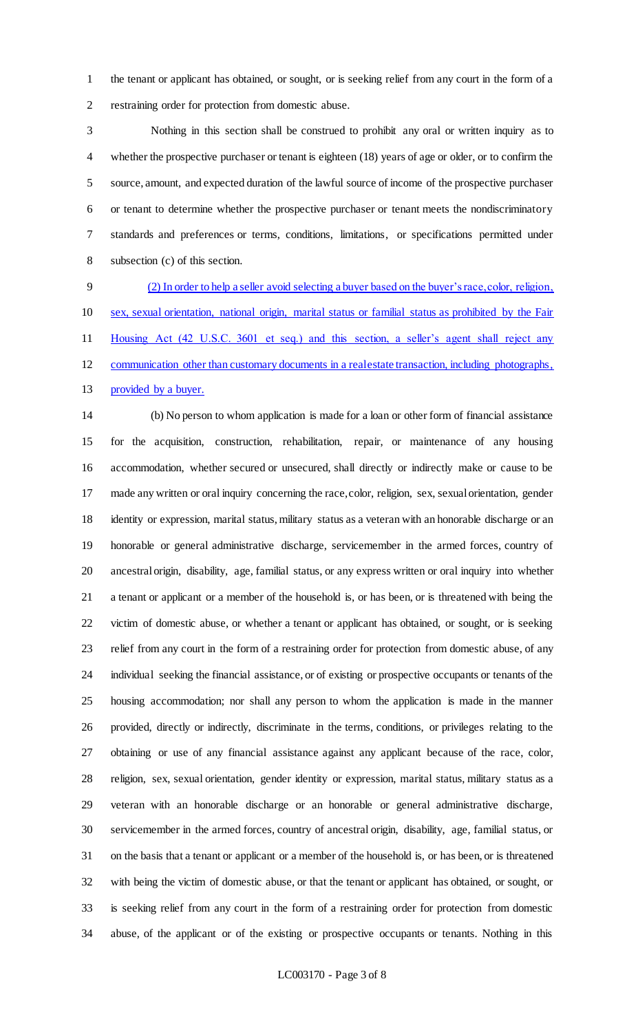the tenant or applicant has obtained, or sought, or is seeking relief from any court in the form of a restraining order for protection from domestic abuse.

Nothing in this section shall be construed to prohibit any oral or written inquiry as to whether the prospective purchaser or tenant is eighteen (18) years of age or older, or to confirm the source, amount, and expected duration of the lawful source of income of the prospective purchaser or tenant to determine whether the prospective purchaser or tenant meets the nondiscriminatory standards and preferences or terms, conditions, limitations, or specifications permitted under subsection (c) of this section.

(2) In order to help a seller avoid selecting a buyer based on the buyer's race, color, religion, sex, sexual orientation, national origin, marital status or familial status as prohibited by the Fair Housing Act (42 U.S.C. 3601 et seq.) and this section, a seller's agent shall reject any communication other than customary documents in a real estate transaction, including photographs, provided by a buyer.

(b) No person to whom application is made for a loan or other form of financial assistance for the acquisition, construction, rehabilitation, repair, or maintenance of any housing accommodation, whether secured or unsecured, shall directly or indirectly make or cause to be made any written or oral inquiry concerning the race, color, religion, sex, sexual orientation, gender identity or expression, marital status, military status as a veteran with an honorable discharge or an honorable or general administrative discharge, servicemember in the armed forces, country of ancestral origin, disability, age, familial status, or any express written or oral inquiry into whether a tenant or applicant or a member of the household is, or has been, or is threatened with being the victim of domestic abuse, or whether a tenant or applicant has obtained, or sought, or is seeking relief from any court in the form of a restraining order for protection from domestic abuse, of any individual seeking the financial assistance, or of existing or prospective occupants or tenants of the housing accommodation; nor shall any person to whom the application is made in the manner provided, directly or indirectly, discriminate in the terms, conditions, or privileges relating to the obtaining or use of any financial assistance against any applicant because of the race, color, religion, sex, sexual orientation, gender identity or expression, marital status, military status as a veteran with an honorable discharge or an honorable or general administrative discharge, servicemember in the armed forces, country of ancestral origin, disability, age, familial status, or on the basis that a tenant or applicant or a member of the household is, or has been, or is threatened with being the victim of domestic abuse, or that the tenant or applicant has obtained, or sought, or is seeking relief from any court in the form of a restraining order for protection from domestic abuse, of the applicant or of the existing or prospective occupants or tenants. Nothing in this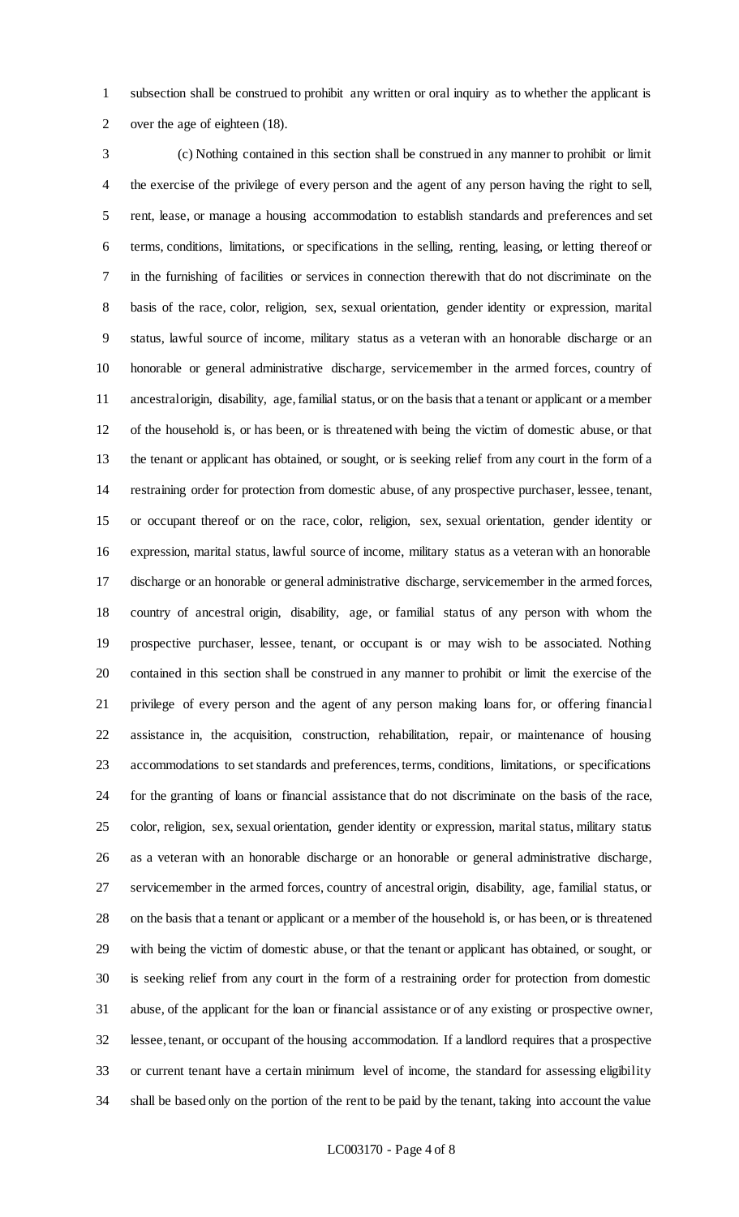subsection shall be construed to prohibit any written or oral inquiry as to whether the applicant is over the age of eighteen (18).

(c) Nothing contained in this section shall be construed in any manner to prohibit or limit the exercise of the privilege of every person and the agent of any person having the right to sell, rent, lease, or manage a housing accommodation to establish standards and preferences and set terms, conditions, limitations, or specifications in the selling, renting, leasing, or letting thereof or in the furnishing of facilities or services in connection therewith that do not discriminate on the basis of the race, color, religion, sex, sexual orientation, gender identity or expression, marital status, lawful source of income, military status as a veteran with an honorable discharge or an honorable or general administrative discharge, servicemember in the armed forces, country of ancestral origin, disability, age, familial status, or on the basis that a tenant or applicant or a member of the household is, or has been, or is threatened with being the victim of domestic abuse, or that the tenant or applicant has obtained, or sought, or is seeking relief from any court in the form of a restraining order for protection from domestic abuse, of any prospective purchaser, lessee, tenant, or occupant thereof or on the race, color, religion, sex, sexual orientation, gender identity or expression, marital status, lawful source of income, military status as a veteran with an honorable discharge or an honorable or general administrative discharge, servicemember in the armed forces, country of ancestral origin, disability, age, or familial status of any person with whom the prospective purchaser, lessee, tenant, or occupant is or may wish to be associated. Nothing contained in this section shall be construed in any manner to prohibit or limit the exercise of the privilege of every person and the agent of any person making loans for, or offering financial assistance in, the acquisition, construction, rehabilitation, repair, or maintenance of housing accommodations to set standards and preferences, terms, conditions, limitations, or specifications for the granting of loans or financial assistance that do not discriminate on the basis of the race, color, religion, sex, sexual orientation, gender identity or expression, marital status, military status as a veteran with an honorable discharge or an honorable or general administrative discharge, servicemember in the armed forces, country of ancestral origin, disability, age, familial status, or on the basis that a tenant or applicant or a member of the household is, or has been, or is threatened with being the victim of domestic abuse, or that the tenant or applicant has obtained, or sought, or is seeking relief from any court in the form of a restraining order for protection from domestic abuse, of the applicant for the loan or financial assistance or of any existing or prospective owner, lessee, tenant, or occupant of the housing accommodation. If a landlord requires that a prospective or current tenant have a certain minimum level of income, the standard for assessing eligibility shall be based only on the portion of the rent to be paid by the tenant, taking into account the value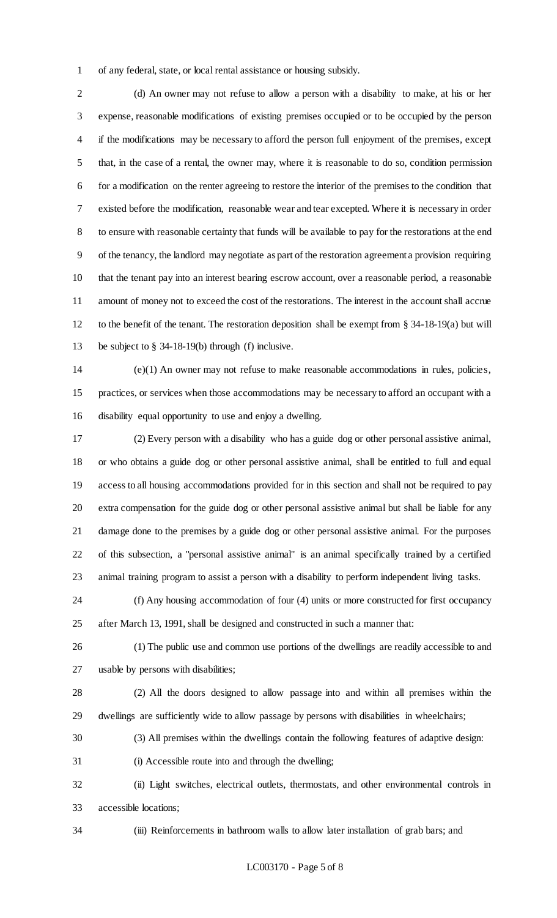of any federal, state, or local rental assistance or housing subsidy.

(d) An owner may not refuse to allow a person with a disability to make, at his or her expense, reasonable modifications of existing premises occupied or to be occupied by the person if the modifications may be necessary to afford the person full enjoyment of the premises, except that, in the case of a rental, the owner may, where it is reasonable to do so, condition permission for a modification on the renter agreeing to restore the interior of the premises to the condition that existed before the modification, reasonable wear and tear excepted. Where it is necessary in order to ensure with reasonable certainty that funds will be available to pay for the restorations at the end of the tenancy, the landlord may negotiate as part of the restoration agreement a provision requiring that the tenant pay into an interest bearing escrow account, over a reasonable period, a reasonable amount of money not to exceed the cost of the restorations. The interest in the account shall accrue to the benefit of the tenant. The restoration deposition shall be exempt from § 34-18-19(a) but will be subject to § 34-18-19(b) through (f) inclusive.

(e)(1) An owner may not refuse to make reasonable accommodations in rules, policies, practices, or services when those accommodations may be necessary to afford an occupant with a disability equal opportunity to use and enjoy a dwelling.

(2) Every person with a disability who has a guide dog or other personal assistive animal, or who obtains a guide dog or other personal assistive animal, shall be entitled to full and equal access to all housing accommodations provided for in this section and shall not be required to pay extra compensation for the guide dog or other personal assistive animal but shall be liable for any damage done to the premises by a guide dog or other personal assistive animal. For the purposes of this subsection, a "personal assistive animal" is an animal specifically trained by a certified animal training program to assist a person with a disability to perform independent living tasks.

(f) Any housing accommodation of four (4) units or more constructed for first occupancy after March 13, 1991, shall be designed and constructed in such a manner that:

(1) The public use and common use portions of the dwellings are readily accessible to and usable by persons with disabilities;

(2) All the doors designed to allow passage into and within all premises within the dwellings are sufficiently wide to allow passage by persons with disabilities in wheelchairs;

(3) All premises within the dwellings contain the following features of adaptive design:

(i) Accessible route into and through the dwelling;

(ii) Light switches, electrical outlets, thermostats, and other environmental controls in accessible locations;

(iii) Reinforcements in bathroom walls to allow later installation of grab bars; and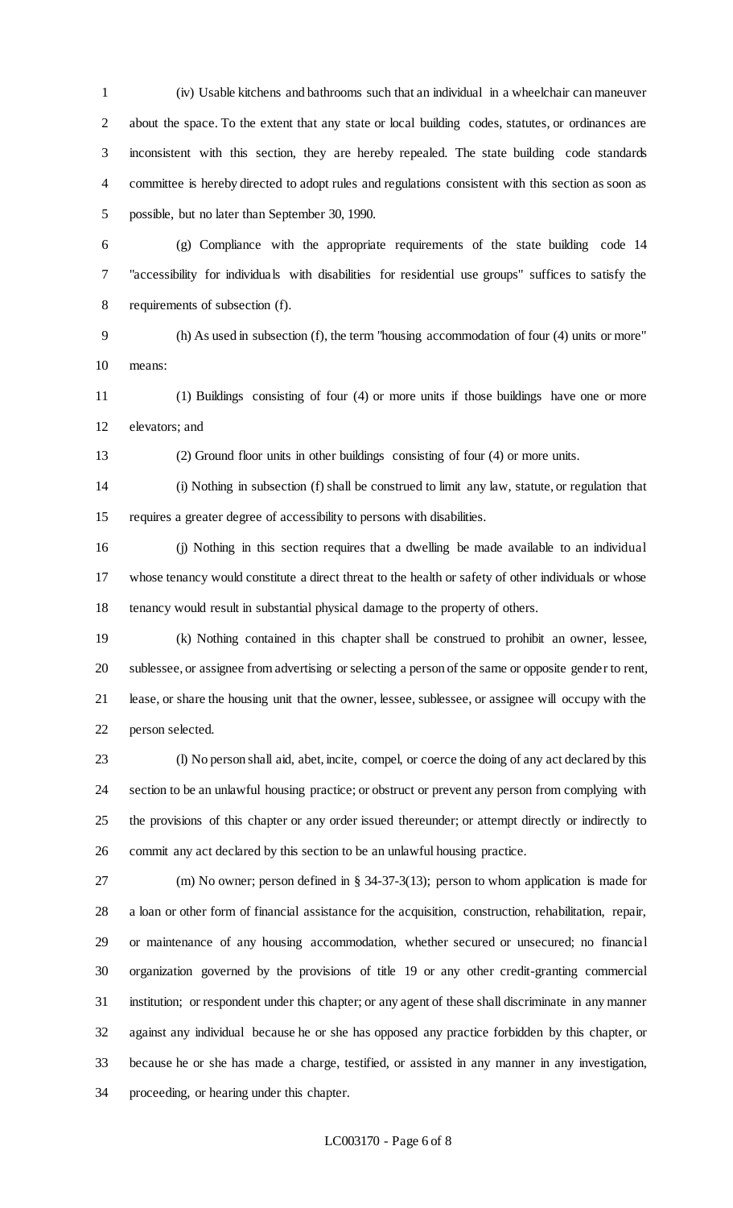(iv) Usable kitchens and bathrooms such that an individual in a wheelchair can maneuver about the space. To the extent that any state or local building codes, statutes, or ordinances are inconsistent with this section, they are hereby repealed. The state building code standards committee is hereby directed to adopt rules and regulations consistent with this section as soon as possible, but no later than September 30, 1990.

(g) Compliance with the appropriate requirements of the state building code 14 "accessibility for individuals with disabilities for residential use groups" suffices to satisfy the requirements of subsection (f).

(h) As used in subsection (f), the term "housing accommodation of four (4) units or more" means:

(1) Buildings consisting of four (4) or more units if those buildings have one or more elevators; and

(2) Ground floor units in other buildings consisting of four (4) or more units.

(i) Nothing in subsection (f) shall be construed to limit any law, statute, or regulation that requires a greater degree of accessibility to persons with disabilities.

(j) Nothing in this section requires that a dwelling be made available to an individual whose tenancy would constitute a direct threat to the health or safety of other individuals or whose tenancy would result in substantial physical damage to the property of others.

(k) Nothing contained in this chapter shall be construed to prohibit an owner, lessee, sublessee, or assignee from advertising or selecting a person of the same or opposite gender to rent, lease, or share the housing unit that the owner, lessee, sublessee, or assignee will occupy with the person selected.

(l) No person shall aid, abet, incite, compel, or coerce the doing of any act declared by this section to be an unlawful housing practice; or obstruct or prevent any person from complying with the provisions of this chapter or any order issued thereunder; or attempt directly or indirectly to commit any act declared by this section to be an unlawful housing practice.

(m) No owner; person defined in § 34-37-3(13); person to whom application is made for a loan or other form of financial assistance for the acquisition, construction, rehabilitation, repair, or maintenance of any housing accommodation, whether secured or unsecured; no financial organization governed by the provisions of title 19 or any other credit-granting commercial institution; or respondent under this chapter; or any agent of these shall discriminate in any manner against any individual because he or she has opposed any practice forbidden by this chapter, or because he or she has made a charge, testified, or assisted in any manner in any investigation, proceeding, or hearing under this chapter.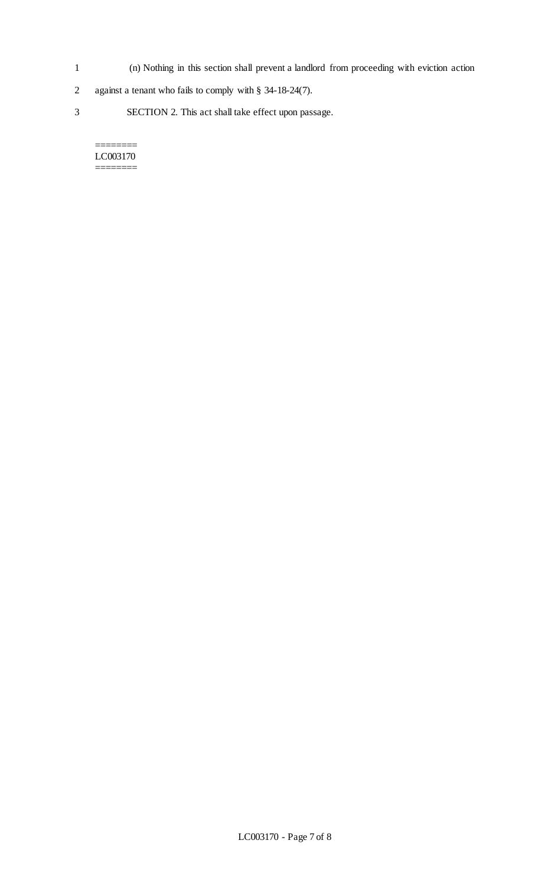(n) Nothing in this section shall prevent a landlord from proceeding with eviction action against a tenant who fails to comply with § 34-18-24(7).

SECTION 2. This act shall take effect upon passage.

========
LC003170
========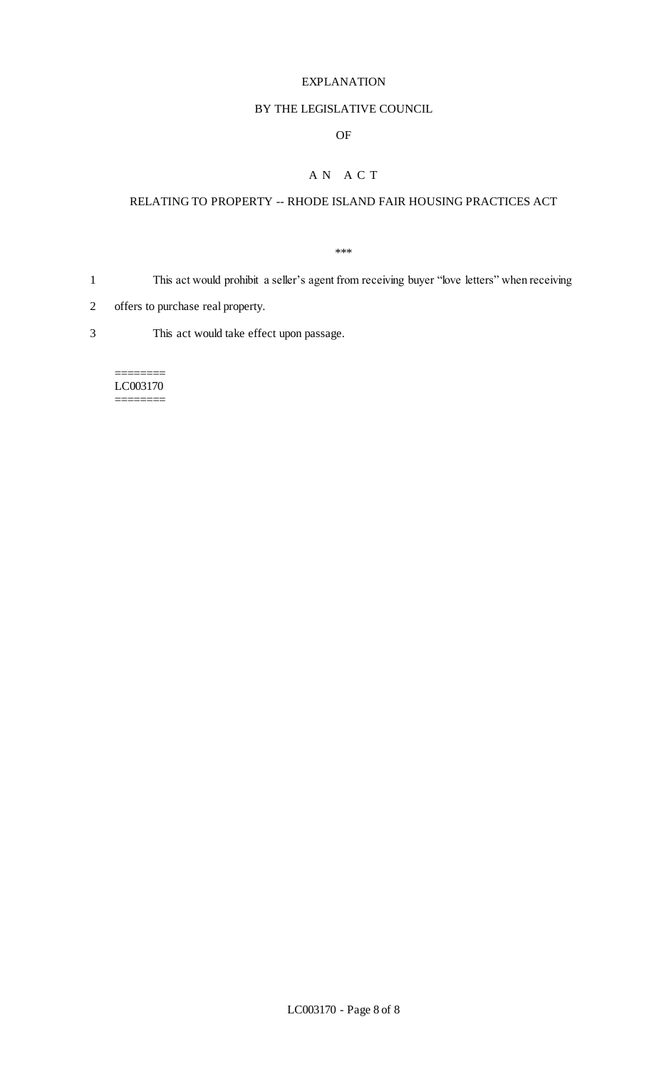EXPLANATION

BY THE LEGISLATIVE COUNCIL

OF

A N A C T

RELATING TO PROPERTY -- RHODE ISLAND FAIR HOUSING PRACTICES ACT

\*\*\*

1 This act would prohibit a seller's agent from receiving buyer "love letters" when receiving

2 offers to purchase real property.

3 This act would take effect upon passage.

========
LC003170
========